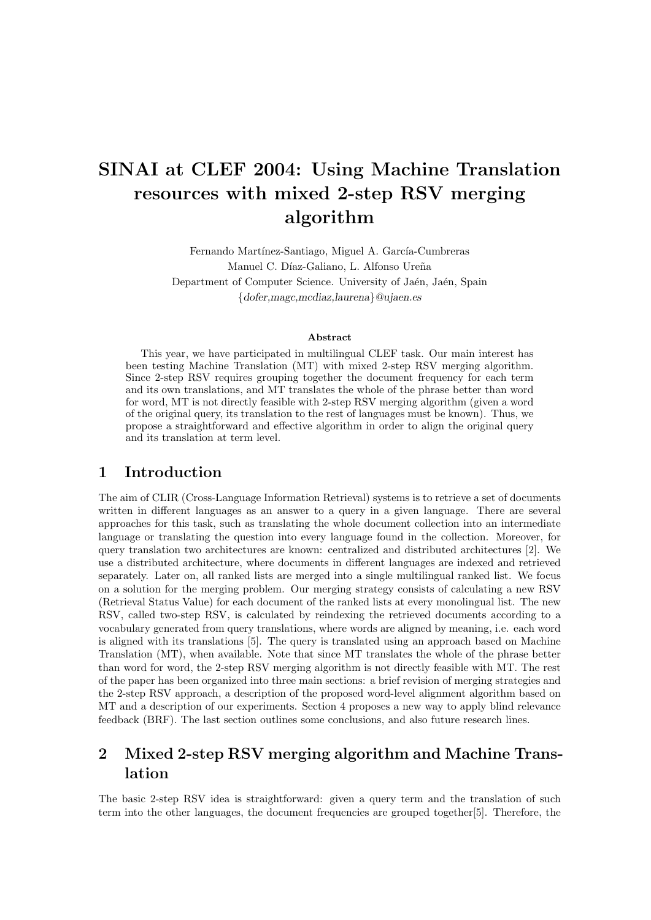# SINAI at CLEF 2004: Using Machine Translation resources with mixed 2-step RSV merging algorithm

Fernando Martínez-Santiago, Miguel A. García-Cumbreras
Manuel C. Díaz-Galiano, L. Alfonso Ureña
Department of Computer Science. University of Jaén, Jaén, Spain
{*dofer,magc,mcdiaz,laurena*}@*ujaen.es*

### Abstract

This year, we have participated in multilingual CLEF task. Our main interest has been testing Machine Translation (MT) with mixed 2-step RSV merging algorithm. Since 2-step RSV requires grouping together the document frequency for each term and its own translations, and MT translates the whole of the phrase better than word for word, MT is not directly feasible with 2-step RSV merging algorithm (given a word of the original query, its translation to the rest of languages must be known). Thus, we propose a straightforward and effective algorithm in order to align the original query and its translation at term level.

## 1 Introduction

The aim of CLIR (Cross-Language Information Retrieval) systems is to retrieve a set of documents written in different languages as an answer to a query in a given language. There are several approaches for this task, such as translating the whole document collection into an intermediate language or translating the question into every language found in the collection. Moreover, for query translation two architectures are known: centralized and distributed architectures [2]. We use a distributed architecture, where documents in different languages are indexed and retrieved separately. Later on, all ranked lists are merged into a single multilingual ranked list. We focus on a solution for the merging problem. Our merging strategy consists of calculating a new RSV (Retrieval Status Value) for each document of the ranked lists at every monolingual list. The new RSV, called two-step RSV, is calculated by reindexing the retrieved documents according to a vocabulary generated from query translations, where words are aligned by meaning, i.e. each word is aligned with its translations [5]. The query is translated using an approach based on Machine Translation (MT), when available. Note that since MT translates the whole of the phrase better than word for word, the 2-step RSV merging algorithm is not directly feasible with MT. The rest of the paper has been organized into three main sections: a brief revision of merging strategies and the 2-step RSV approach, a description of the proposed word-level alignment algorithm based on MT and a description of our experiments. Section 4 proposes a new way to apply blind relevance feedback (BRF). The last section outlines some conclusions, and also future research lines.

## 2 Mixed 2-step RSV merging algorithm and Machine Translation

The basic 2-step RSV idea is straightforward: given a query term and the translation of such term into the other languages, the document frequencies are grouped together[5]. Therefore, the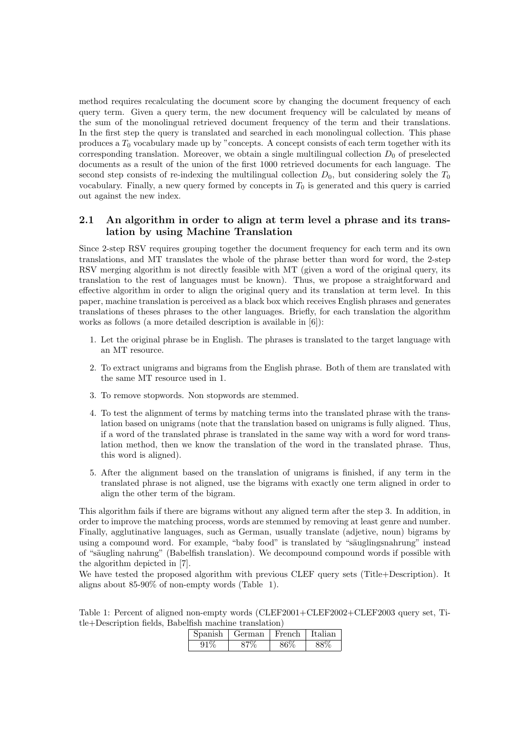method requires recalculating the document score by changing the document frequency of each query term. Given a query term, the new document frequency will be calculated by means of the sum of the monolingual retrieved document frequency of the term and their translations. In the first step the query is translated and searched in each monolingual collection. This phase produces a $T_0$ vocabulary made up by "concepts. A concept consists of each term together with its corresponding translation. Moreover, we obtain a single multilingual collection $D_0$ of preselected documents as a result of the union of the first 1000 retrieved documents for each language. The second step consists of re-indexing the multilingual collection $D_0$, but considering solely the $T_0$ vocabulary. Finally, a new query formed by concepts in $T_0$ is generated and this query is carried out against the new index.

## 2.1 An algorithm in order to align at term level a phrase and its translation by using Machine Translation

Since 2-step RSV requires grouping together the document frequency for each term and its own translations, and MT translates the whole of the phrase better than word for word, the 2-step RSV merging algorithm is not directly feasible with MT (given a word of the original query, its translation to the rest of languages must be known). Thus, we propose a straightforward and effective algorithm in order to align the original query and its translation at term level. In this paper, machine translation is perceived as a black box which receives English phrases and generates translations of theses phrases to the other languages. Briefly, for each translation the algorithm works as follows (a more detailed description is available in [6]):

1. Let the original phrase be in English. The phrases is translated to the target language with an MT resource.
2. To extract unigrams and bigrams from the English phrase. Both of them are translated with the same MT resource used in 1.
3. To remove stopwords. Non stopwords are stemmed.
4. To test the alignment of terms by matching terms into the translated phrase with the translation based on unigrams (note that the translation based on unigrams is fully aligned. Thus, if a word of the translated phrase is translated in the same way with a word for word translation method, then we know the translation of the word in the translated phrase. Thus, this word is aligned).
5. After the alignment based on the translation of unigrams is finished, if any term in the translated phrase is not aligned, use the bigrams with exactly one term aligned in order to align the other term of the bigram.

This algorithm fails if there are bigrams without any aligned term after the step 3. In addition, in order to improve the matching process, words are stemmed by removing at least genre and number. Finally, agglutinative languages, such as German, usually translate (adjetive, noun) bigrams by using a compound word. For example, "baby food" is translated by "säuglingsnahrung" instead of "säugling nahrung" (Babelfish translation). We decompound compound words if possible with the algorithm depicted in [7].
We have tested the proposed algorithm with previous CLEF query sets (Title+Description). It aligns about 85-90% of non-empty words (Table 1).

Table 1: Percent of aligned non-empty words (CLEF2001+CLEF2002+CLEF2003 query set, Title+Description fields, Babelfish machine translation)

| Spanish | German | French | Italian |
|---|---|---|---|
| 91% | 87% | 86% | 88% |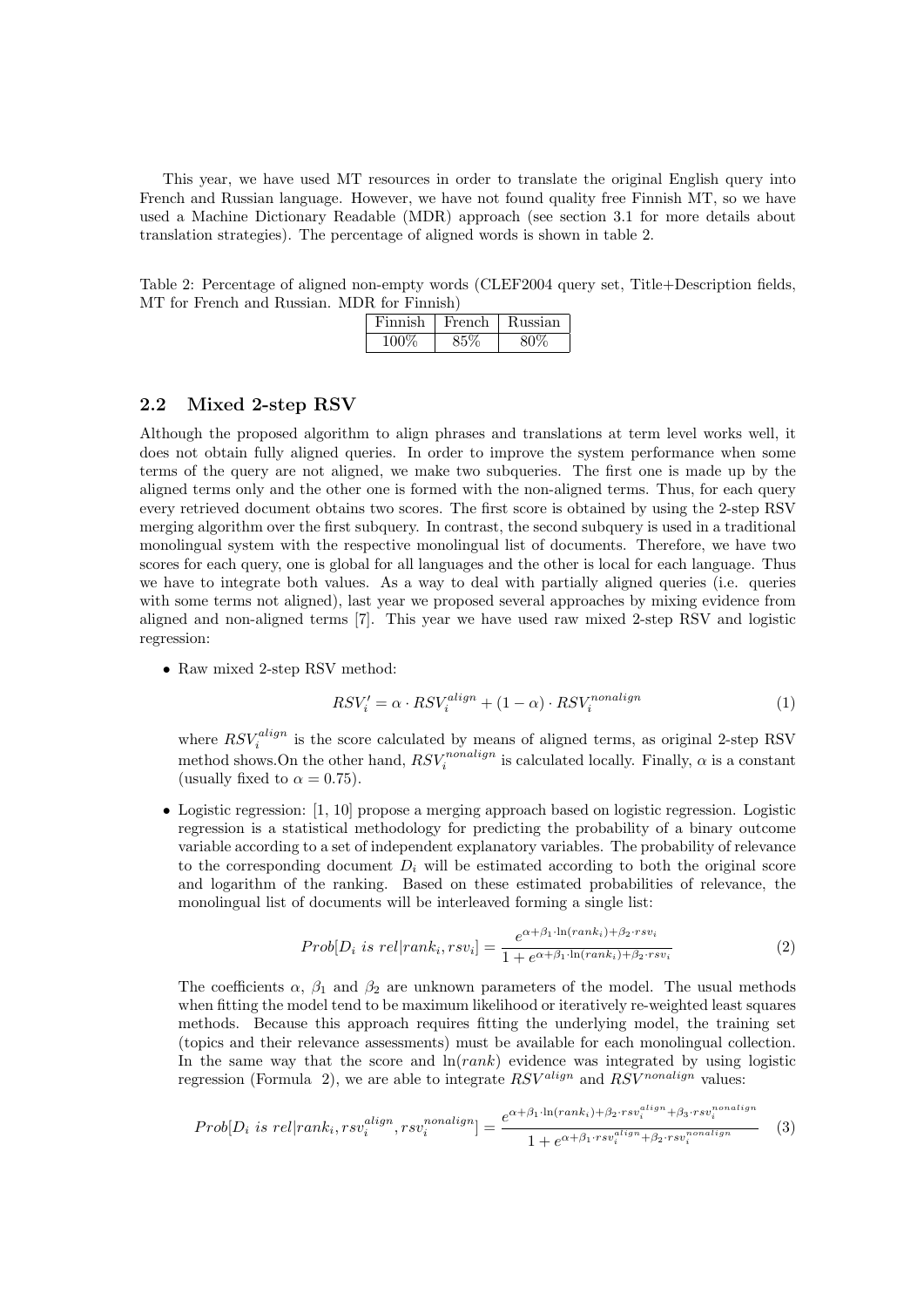This year, we have used MT resources in order to translate the original English query into French and Russian language. However, we have not found quality free Finnish MT, so we have used a Machine Dictionary Readable (MDR) approach (see section 3.1 for more details about translation strategies). The percentage of aligned words is shown in table 2.

Table 2: Percentage of aligned non-empty words (CLEF2004 query set, Title+Description fields, MT for French and Russian. MDR for Finnish)

| Finnish | French | Russian |
|---|---|---|
| 100% | 85% | 80% |

## 2.2 Mixed 2-step RSV

Although the proposed algorithm to align phrases and translations at term level works well, it does not obtain fully aligned queries. In order to improve the system performance when some terms of the query are not aligned, we make two subqueries. The first one is made up by the aligned terms only and the other one is formed with the non-aligned terms. Thus, for each query every retrieved document obtains two scores. The first score is obtained by using the 2-step RSV merging algorithm over the first subquery. In contrast, the second subquery is used in a traditional monolingual system with the respective monolingual list of documents. Therefore, we have two scores for each query, one is global for all languages and the other is local for each language. Thus we have to integrate both values. As a way to deal with partially aligned queries (i.e. queries with some terms not aligned), last year we proposed several approaches by mixing evidence from aligned and non-aligned terms [7]. This year we have used raw mixed 2-step RSV and logistic regression:

- Raw mixed 2-step RSV method:

$$RSV_i' = \alpha \cdot RSV_i^{align} + (1 - \alpha) \cdot RSV_i^{nonalign} \tag{1}$$

  where $RSV_i^{align}$ is the score calculated by means of aligned terms, as original 2-step RSV method shows.On the other hand, $RSV_i^{nonalign}$ is calculated locally. Finally, $\alpha$ is a constant (usually fixed to $\alpha = 0.75$).

- Logistic regression: [1, 10] propose a merging approach based on logistic regression. Logistic regression is a statistical methodology for predicting the probability of a binary outcome variable according to a set of independent explanatory variables. The probability of relevance to the corresponding document $D_i$ will be estimated according to both the original score and logarithm of the ranking. Based on these estimated probabilities of relevance, the monolingual list of documents will be interleaved forming a single list:

$$Prob[D_i \ is \ rel | rank_i, rsv_i] = \frac{e^{\alpha + \beta_1 \cdot \ln(rank_i) + \beta_2 \cdot rsv_i}}{1 + e^{\alpha + \beta_1 \cdot \ln(rank_i) + \beta_2 \cdot rsv_i}} \tag{2}$$

  The coefficients $\alpha$, $\beta_1$ and $\beta_2$ are unknown parameters of the model. The usual methods when fitting the model tend to be maximum likelihood or iteratively re-weighted least squares methods. Because this approach requires fitting the underlying model, the training set (topics and their relevance assessments) must be available for each monolingual collection. In the same way that the score and $\ln(rank)$ evidence was integrated by using logistic regression (Formula 2), we are able to integrate $RSV^{align}$ and $RSV^{nonalign}$ values:

$$Prob[D_i \ is \ rel | rank_i, rsv_i^{align}, rsv_i^{nonalign}] = \frac{e^{\alpha + \beta_1 \cdot \ln(rank_i) + \beta_2 \cdot rsv_i^{align} + \beta_3 \cdot rsv_i^{nonalign}}}{1 + e^{\alpha + \beta_1 \cdot rsv_i^{align} + \beta_2 \cdot rsv_i^{nonalign}}} \tag{3}$$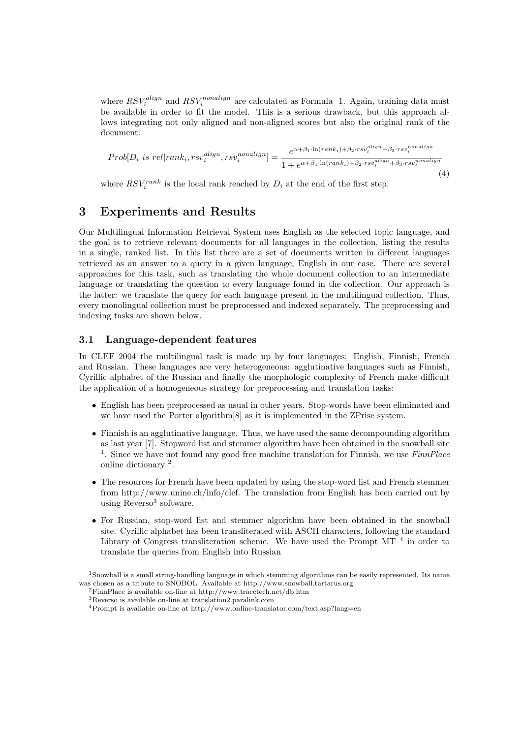where $RSV_i^{align}$ and $RSV_i^{nonalign}$ are calculated as Formula 1. Again, training data must be available in order to fit the model. This is a serious drawback, but this approach allows integrating not only aligned and non-aligned scores but also the original rank of the document:

$$Prob[D_i \text{ } is \text{ } rel | rank_i, rsv_i^{align}, rsv_i^{nonalign}] = \frac{e^{\alpha+\beta_1 \cdot \ln(rank_i)+\beta_2 \cdot rsv_i^{align}+\beta_3 \cdot rsv_i^{nonalign}}}{1+e^{\alpha+\beta_1 \cdot \ln(rank_i)+\beta_2 \cdot rsv_i^{align}+\beta_3 \cdot rsv_i^{nonalign}}} \tag{4}$$

where $RSV_i^{rank}$ is the local rank reached by $D_i$ at the end of the first step.

## 3 Experiments and Results

Our Multilingual Information Retrieval System uses English as the selected topic language, and the goal is to retrieve relevant documents for all languages in the collection, listing the results in a single, ranked list. In this list there are a set of documents written in different languages retrieved as an answer to a query in a given language, English in our case. There are several approaches for this task, such as translating the whole document collection to an intermediate language or translating the question to every language found in the collection. Our approach is the latter: we translate the query for each language present in the multilingual collection. Thus, every monolingual collection must be preprocessed and indexed separately. The preprocessing and indexing tasks are shown below.

### 3.1 Language-dependent features

In CLEF 2004 the multilingual task is made up by four languages: English, Finnish, French and Russian. These languages are very heterogeneous: agglutinative languages such as Finnish, Cyrillic alphabet of the Russian and finally the morphologic complexity of French make difficult the application of a homogeneous strategy for preprocessing and translation tasks:

- English has been preprocessed as usual in other years. Stop-words have been eliminated and we have used the Porter algorithm[8] as it is implemented in the ZPrise system.
- Finnish is an agglutinative language. Thus, we have used the same decompounding algorithm as last year [7]. Stopword list and stemmer algorithm have been obtained in the snowball site [1]. Since we have not found any good free machine translation for Finnish, we use *FinnPlace* online dictionary [2].
- The resources for French have been updated by using the stop-word list and French stemmer from http://www.unine.ch/info/clef. The translation from English has been carried out by using Reverso[3] software.
- For Russian, stop-word list and stemmer algorithm have been obtained in the snowball site. Cyrillic alphabet has been transliterated with ASCII characters, following the standard Library of Congress transliteration scheme. We have used the Prompt MT [4] in order to translate the queries from English into Russian

---

[1] Snowball is a small string-handling language in which stemming algorithms can be easily represented. Its name was chosen as a tribute to SNOBOL. Available at http://www.snowball.tartarus.org

[2] FinnPlace is available on-line at http://www.tracetech.net/db.htm

[3] Reverso is available on-line at translation2.paralink.com

[4] Prompt is available on-line at http://www.online-translator.com/text.asp?lang=en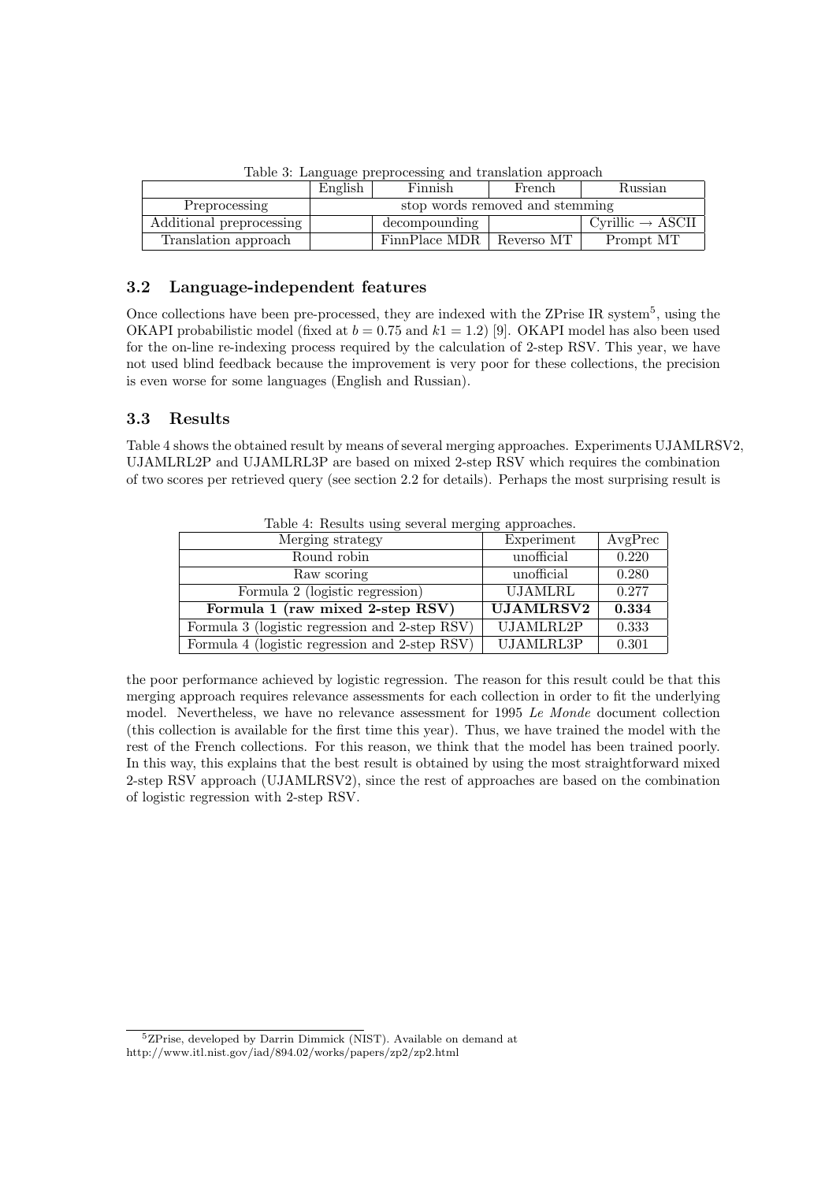Table 3: Language preprocessing and translation approach

| | English | Finnish | French | Russian |
|---|---|---|---|---|
| Preprocessing | stop words removed and stemming | | | |
| Additional preprocessing | | decompounding | | Cyrillic → ASCII |
| Translation approach | | FinnPlace MDR | Reverso MT | Prompt MT |

### 3.2 Language-independent features

Once collections have been pre-processed, they are indexed with the ZPrise IR system[5], using the OKAPI probabilistic model (fixed at $b = 0.75$ and $k1 = 1.2$) [9]. OKAPI model has also been used for the on-line re-indexing process required by the calculation of 2-step RSV. This year, we have not used blind feedback because the improvement is very poor for these collections, the precision is even worse for some languages (English and Russian).

### 3.3 Results

Table 4 shows the obtained result by means of several merging approaches. Experiments UJAMLRSV2, UJAMLRL2P and UJAMLRL3P are based on mixed 2-step RSV which requires the combination of two scores per retrieved query (see section 2.2 for details). Perhaps the most surprising result is the poor performance achieved by logistic regression. The reason for this result could be that this merging approach requires relevance assessments for each collection in order to fit the underlying model. Nevertheless, we have no relevance assessment for 1995 *Le Monde* document collection (this collection is available for the first time this year). Thus, we have trained the model with the rest of the French collections. For this reason, we think that the model has been trained poorly. In this way, this explains that the best result is obtained by using the most straightforward mixed 2-step RSV approach (UJAMLRSV2), since the rest of approaches are based on the combination of logistic regression with 2-step RSV.

Table 4: Results using several merging approaches.

| Merging strategy | Experiment | AvgPrec |
|---|---|---|
| Round robin | unofficial | 0.220 |
| Raw scoring | unofficial | 0.280 |
| Formula 2 (logistic regression) | UJAMLRL | 0.277 |
| **Formula 1 (raw mixed 2-step RSV)** | **UJAMLRSV2** | **0.334** |
| Formula 3 (logistic regression and 2-step RSV) | UJAMLRL2P | 0.333 |
| Formula 4 (logistic regression and 2-step RSV) | UJAMLRL3P | 0.301 |

[5]ZPrise, developed by Darrin Dimmick (NIST). Available on demand at http://www.itl.nist.gov/iad/894.02/works/papers/zp2/zp2.html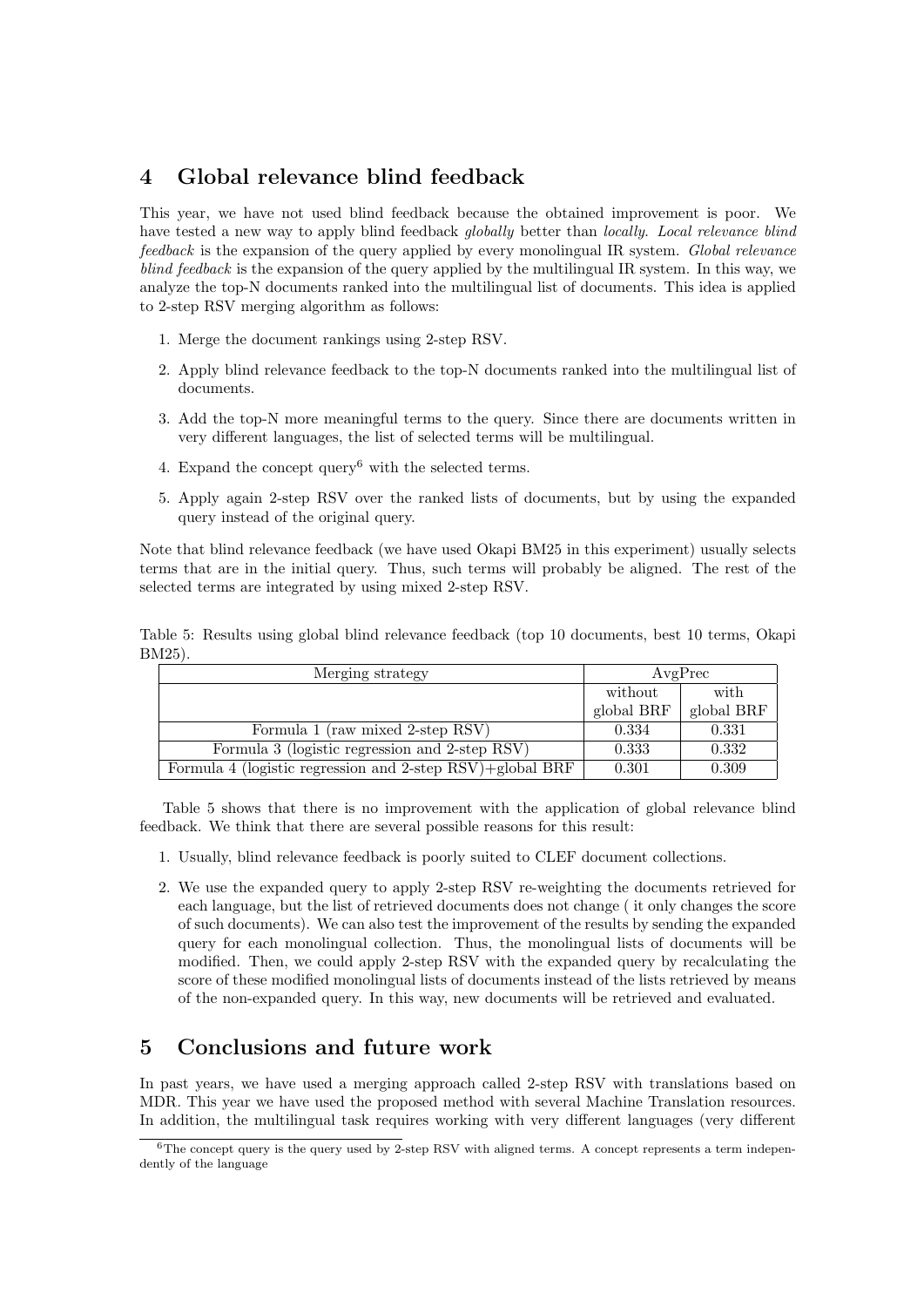## 4 Global relevance blind feedback

This year, we have not used blind feedback because the obtained improvement is poor. We have tested a new way to apply blind feedback *globally* better than *locally*. *Local relevance blind feedback* is the expansion of the query applied by every monolingual IR system. *Global relevance blind feedback* is the expansion of the query applied by the multilingual IR system. In this way, we analyze the top-N documents ranked into the multilingual list of documents. This idea is applied to 2-step RSV merging algorithm as follows:

1. Merge the document rankings using 2-step RSV.
2. Apply blind relevance feedback to the top-N documents ranked into the multilingual list of documents.
3. Add the top-N more meaningful terms to the query. Since there are documents written in very different languages, the list of selected terms will be multilingual.
4. Expand the concept query[6] with the selected terms.
5. Apply again 2-step RSV over the ranked lists of documents, but by using the expanded query instead of the original query.

Note that blind relevance feedback (we have used Okapi BM25 in this experiment) usually selects terms that are in the initial query. Thus, such terms will probably be aligned. The rest of the selected terms are integrated by using mixed 2-step RSV.

Table 5: Results using global blind relevance feedback (top 10 documents, best 10 terms, Okapi BM25).

| Merging strategy | AvgPrec | |
|---|---|---|
| | without global BRF | with global BRF |
| Formula 1 (raw mixed 2-step RSV) | 0.334 | 0.331 |
| Formula 3 (logistic regression and 2-step RSV) | 0.333 | 0.332 |
| Formula 4 (logistic regression and 2-step RSV)+global BRF | 0.301 | 0.309 |

Table 5 shows that there is no improvement with the application of global relevance blind feedback. We think that there are several possible reasons for this result:

1. Usually, blind relevance feedback is poorly suited to CLEF document collections.
2. We use the expanded query to apply 2-step RSV re-weighting the documents retrieved for each language, but the list of retrieved documents does not change ( it only changes the score of such documents). We can also test the improvement of the results by sending the expanded query for each monolingual collection. Thus, the monolingual lists of documents will be modified. Then, we could apply 2-step RSV with the expanded query by recalculating the score of these modified monolingual lists of documents instead of the lists retrieved by means of the non-expanded query. In this way, new documents will be retrieved and evaluated.

## 5 Conclusions and future work

In past years, we have used a merging approach called 2-step RSV with translations based on MDR. This year we have used the proposed method with several Machine Translation resources. In addition, the multilingual task requires working with very different languages (very different

[6] The concept query is the query used by 2-step RSV with aligned terms. A concept represents a term independently of the language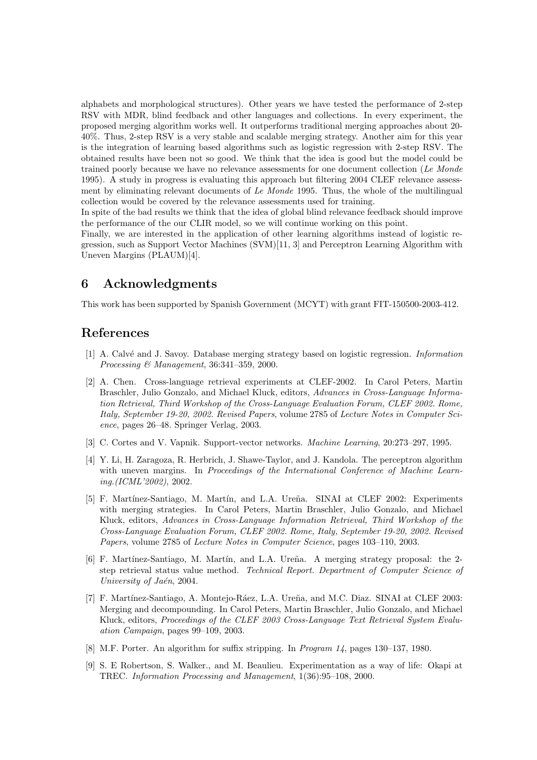alphabets and morphological structures). Other years we have tested the performance of 2-step RSV with MDR, blind feedback and other languages and collections. In every experiment, the proposed merging algorithm works well. It outperforms traditional merging approaches about 20-40%. Thus, 2-step RSV is a very stable and scalable merging strategy. Another aim for this year is the integration of learning based algorithms such as logistic regression with 2-step RSV. The obtained results have been not so good. We think that the idea is good but the model could be trained poorly because we have no relevance assessments for one document collection (*Le Monde* 1995). A study in progress is evaluating this approach but filtering 2004 CLEF relevance assessment by eliminating relevant documents of *Le Monde* 1995. Thus, the whole of the multilingual collection would be covered by the relevance assessments used for training.
In spite of the bad results we think that the idea of global blind relevance feedback should improve the performance of the our CLIR model, so we will continue working on this point.
Finally, we are interested in the application of other learning algorithms instead of logistic regression, such as Support Vector Machines (SVM)[11, 3] and Perceptron Learning Algorithm with Uneven Margins (PLAUM)[4].

## 6 Acknowledgments

This work has been supported by Spanish Government (MCYT) with grant FIT-150500-2003-412.

## References

[1] A. Calvé and J. Savoy. Database merging strategy based on logistic regression. *Information Processing & Management*, 36:341–359, 2000.

[2] A. Chen. Cross-language retrieval experiments at CLEF-2002. In Carol Peters, Martin Braschler, Julio Gonzalo, and Michael Kluck, editors, *Advances in Cross-Language Information Retrieval, Third Workshop of the Cross-Language Evaluation Forum, CLEF 2002. Rome, Italy, September 19-20, 2002. Revised Papers*, volume 2785 of *Lecture Notes in Computer Science*, pages 26–48. Springer Verlag, 2003.

[3] C. Cortes and V. Vapnik. Support-vector networks. *Machine Learning*, 20:273–297, 1995.

[4] Y. Li, H. Zaragoza, R. Herbrich, J. Shawe-Taylor, and J. Kandola. The perceptron algorithm with uneven margins. In *Proceedings of the International Conference of Machine Learning.(ICML'2002)*, 2002.

[5] F. Martínez-Santiago, M. Martín, and L.A. Ureña. SINAI at CLEF 2002: Experiments with merging strategies. In Carol Peters, Martin Braschler, Julio Gonzalo, and Michael Kluck, editors, *Advances in Cross-Language Information Retrieval, Third Workshop of the Cross-Language Evaluation Forum, CLEF 2002. Rome, Italy, September 19-20, 2002. Revised Papers*, volume 2785 of *Lecture Notes in Computer Science*, pages 103–110, 2003.

[6] F. Martínez-Santiago, M. Martín, and L.A. Ureña. A merging strategy proposal: the 2-step retrieval status value method. *Technical Report. Department of Computer Science of University of Jaén*, 2004.

[7] F. Martínez-Santiago, A. Montejo-Ráez, L.A. Ureña, and M.C. Diaz. SINAI at CLEF 2003: Merging and decompounding. In Carol Peters, Martin Braschler, Julio Gonzalo, and Michael Kluck, editors, *Proceedings of the CLEF 2003 Cross-Language Text Retrieval System Evaluation Campaign*, pages 99–109, 2003.

[8] M.F. Porter. An algorithm for suffix stripping. In *Program 14*, pages 130–137, 1980.

[9] S. E Robertson, S. Walker., and M. Beaulieu. Experimentation as a way of life: Okapi at TREC. *Information Processing and Management*, 1(36):95–108, 2000.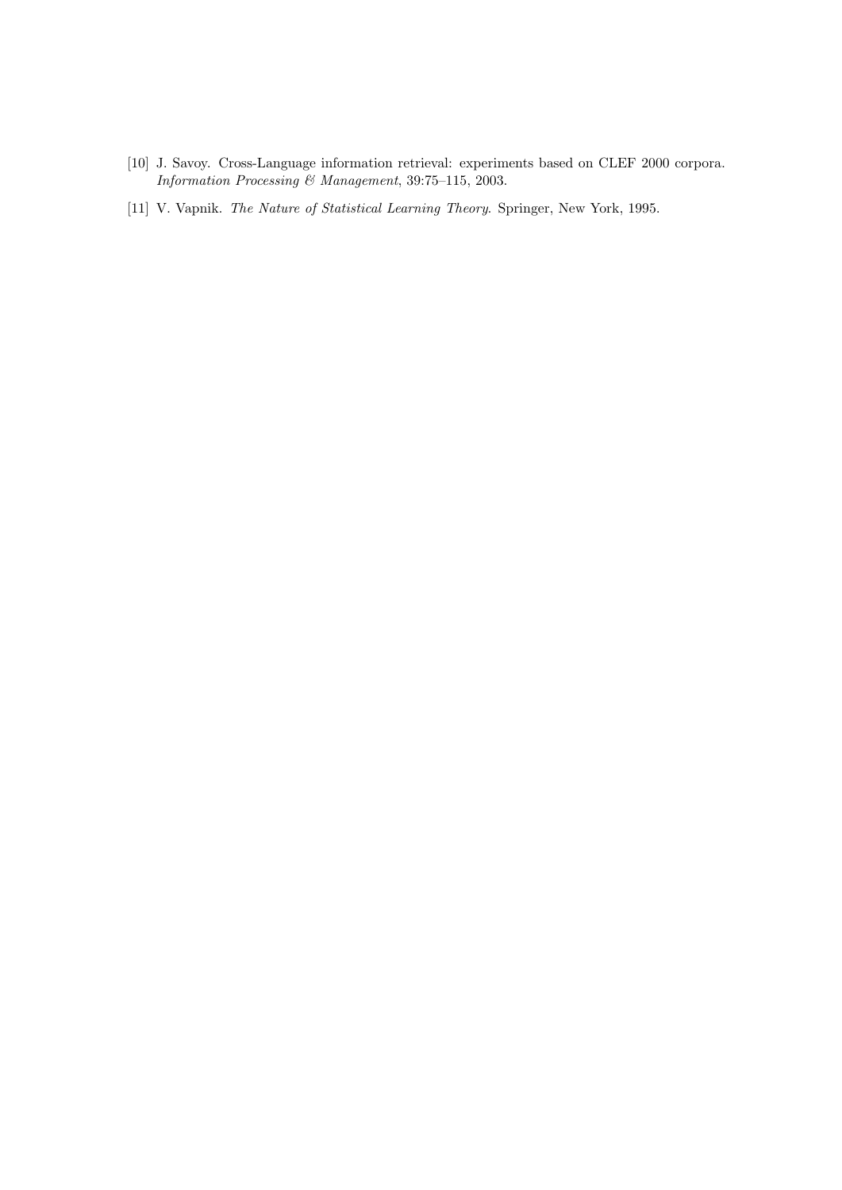[10] J. Savoy. Cross-Language information retrieval: experiments based on CLEF 2000 corpora. *Information Processing & Management*, 39:75–115, 2003.

[11] V. Vapnik. *The Nature of Statistical Learning Theory*. Springer, New York, 1995.